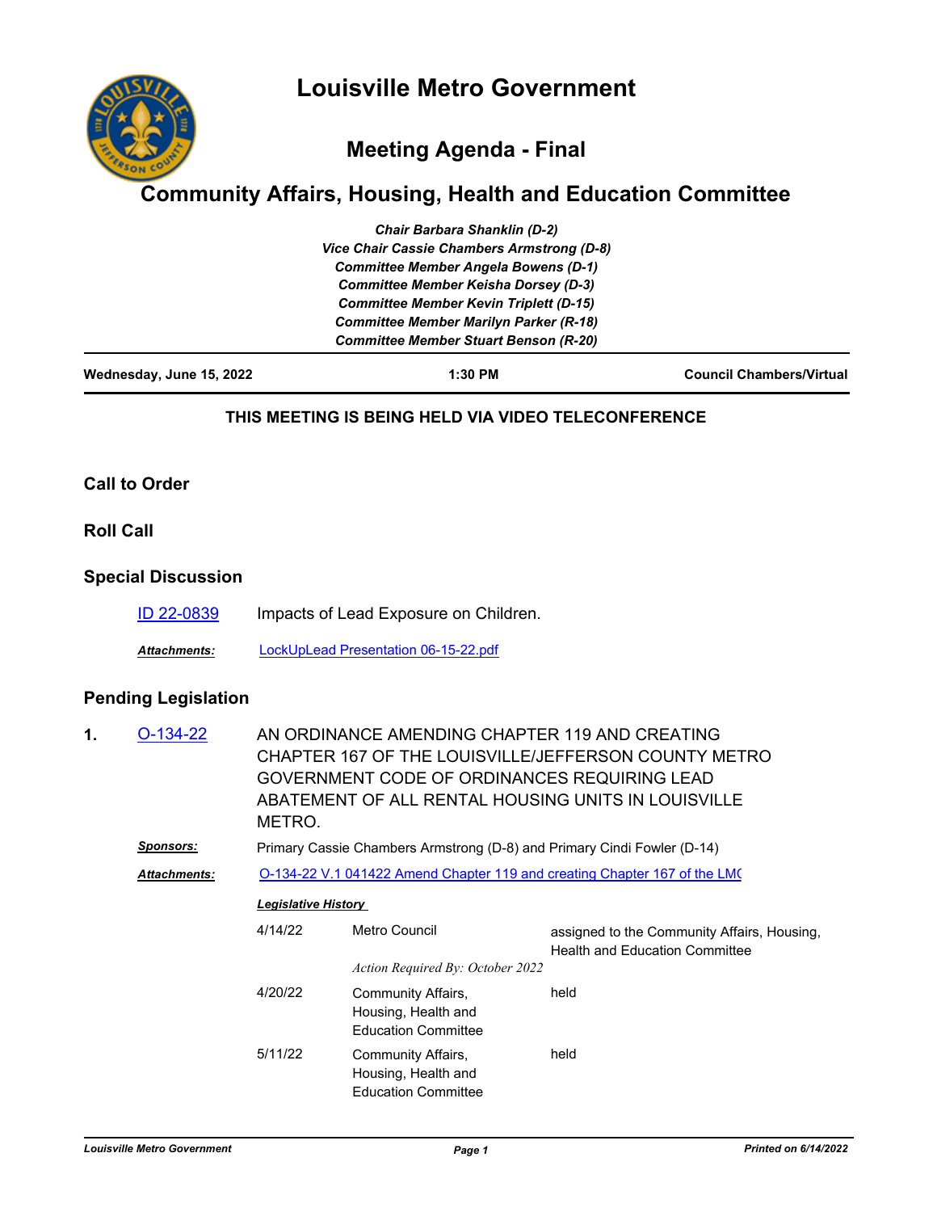# Louisville Metro Government

## Meeting Agenda - Final

# Community Affairs, Housing, Health and Education Committee

*Chair Barbara Shanklin (D-2)*
*Vice Chair Cassie Chambers Armstrong (D-8)*
*Committee Member Angela Bowens (D-1)*
*Committee Member Keisha Dorsey (D-3)*
*Committee Member Kevin Triplett (D-15)*
*Committee Member Marilyn Parker (R-18)*
*Committee Member Stuart Benson (R-20)*

| Wednesday, June 15, 2022 | 1:30 PM | Council Chambers/Virtual |
|---|---|---|

**THIS MEETING IS BEING HELD VIA VIDEO TELECONFERENCE**

## Call to Order

## Roll Call

## Special Discussion

ID 22-0839 — Impacts of Lead Exposure on Children.

***Attachments:*** LockUpLead Presentation 06-15-22.pdf

## Pending Legislation

**1.** O-134-22 — AN ORDINANCE AMENDING CHAPTER 119 AND CREATING CHAPTER 167 OF THE LOUISVILLE/JEFFERSON COUNTY METRO GOVERNMENT CODE OF ORDINANCES REQUIRING LEAD ABATEMENT OF ALL RENTAL HOUSING UNITS IN LOUISVILLE METRO.

***Sponsors:*** Primary Cassie Chambers Armstrong (D-8) and Primary Cindi Fowler (D-14)

***Attachments:*** O-134-22 V.1 041422 Amend Chapter 119 and creating Chapter 167 of the LMC

***Legislative History***

| Date | Body | Action |
|---|---|---|
| 4/14/22 | Metro Council<br>*Action Required By: October 2022* | assigned to the Community Affairs, Housing, Health and Education Committee |
| 4/20/22 | Community Affairs, Housing, Health and Education Committee | held |
| 5/11/22 | Community Affairs, Housing, Health and Education Committee | held |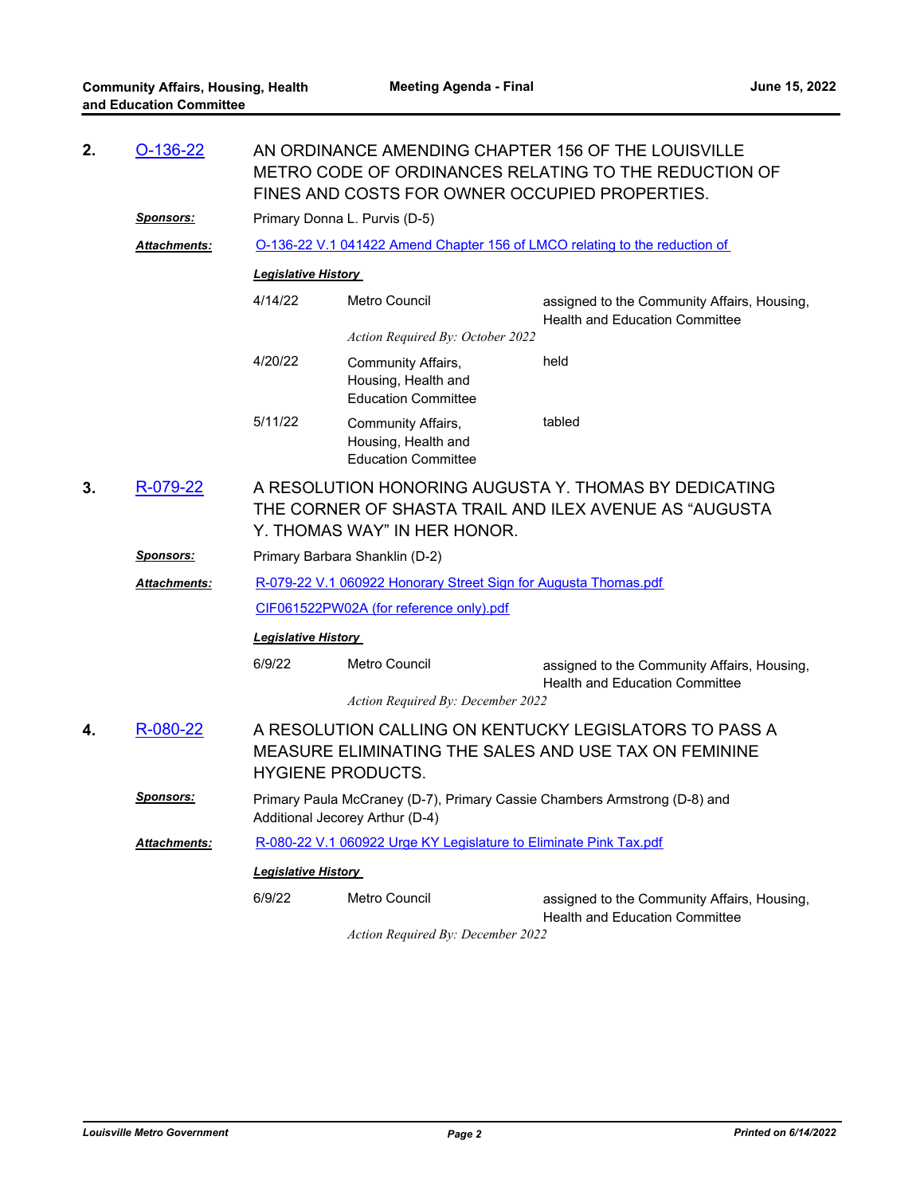**2.** O-136-22

AN ORDINANCE AMENDING CHAPTER 156 OF THE LOUISVILLE METRO CODE OF ORDINANCES RELATING TO THE REDUCTION OF FINES AND COSTS FOR OWNER OCCUPIED PROPERTIES.

***Sponsors:*** Primary Donna L. Purvis (D-5)

***Attachments:*** O-136-22 V.1 041422 Amend Chapter 156 of LMCO relating to the reduction of

***Legislative History***

| Date | Body | Action |
|---|---|---|
| 4/14/22 | Metro Council | assigned to the Community Affairs, Housing, Health and Education Committee |
| | *Action Required By: October 2022* | |
| 4/20/22 | Community Affairs, Housing, Health and Education Committee | held |
| 5/11/22 | Community Affairs, Housing, Health and Education Committee | tabled |

**3.** R-079-22

A RESOLUTION HONORING AUGUSTA Y. THOMAS BY DEDICATING THE CORNER OF SHASTA TRAIL AND ILEX AVENUE AS "AUGUSTA Y. THOMAS WAY" IN HER HONOR.

***Sponsors:*** Primary Barbara Shanklin (D-2)

***Attachments:*** R-079-22 V.1 060922 Honorary Street Sign for Augusta Thomas.pdf

CIF061522PW02A (for reference only).pdf

***Legislative History***

| Date | Body | Action |
|---|---|---|
| 6/9/22 | Metro Council | assigned to the Community Affairs, Housing, Health and Education Committee |
| | *Action Required By: December 2022* | |

**4.** R-080-22

A RESOLUTION CALLING ON KENTUCKY LEGISLATORS TO PASS A MEASURE ELIMINATING THE SALES AND USE TAX ON FEMININE HYGIENE PRODUCTS.

***Sponsors:*** Primary Paula McCraney (D-7), Primary Cassie Chambers Armstrong (D-8) and Additional Jecorey Arthur (D-4)

***Attachments:*** R-080-22 V.1 060922 Urge KY Legislature to Eliminate Pink Tax.pdf

***Legislative History***

| Date | Body | Action |
|---|---|---|
| 6/9/22 | Metro Council | assigned to the Community Affairs, Housing, Health and Education Committee |
| | *Action Required By: December 2022* | |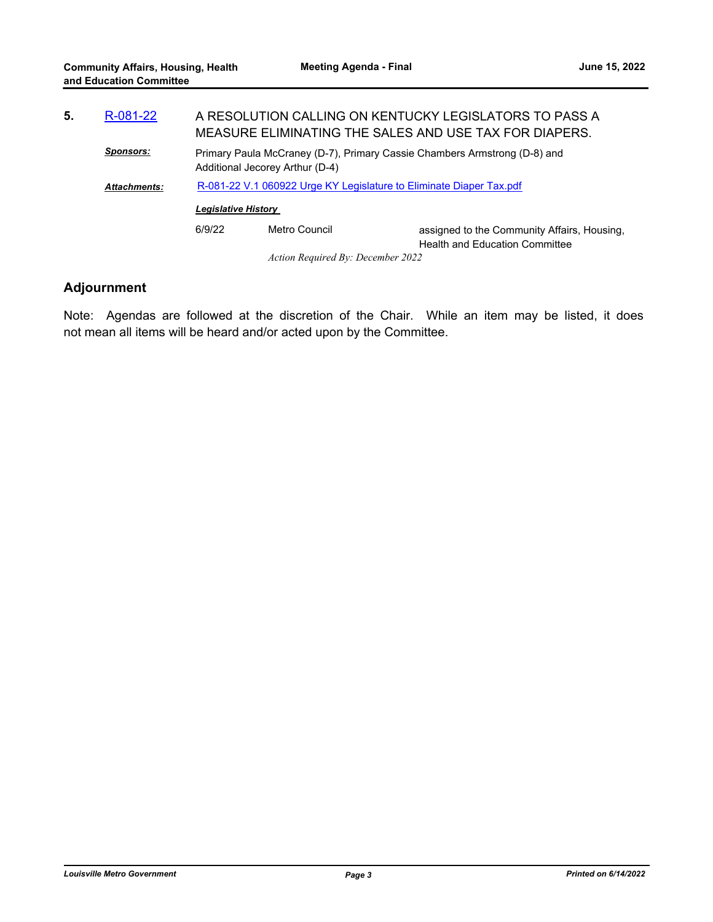**5.** R-081-22 A RESOLUTION CALLING ON KENTUCKY LEGISLATORS TO PASS A MEASURE ELIMINATING THE SALES AND USE TAX FOR DIAPERS.

***Sponsors:*** Primary Paula McCraney (D-7), Primary Cassie Chambers Armstrong (D-8) and Additional Jecorey Arthur (D-4)

***Attachments:*** R-081-22 V.1 060922 Urge KY Legislature to Eliminate Diaper Tax.pdf

***Legislative History***

| | | |
|---|---|---|
| 6/9/22 | Metro Council | assigned to the Community Affairs, Housing, Health and Education Committee |

*Action Required By: December 2022*

## Adjournment

Note: Agendas are followed at the discretion of the Chair. While an item may be listed, it does not mean all items will be heard and/or acted upon by the Committee.